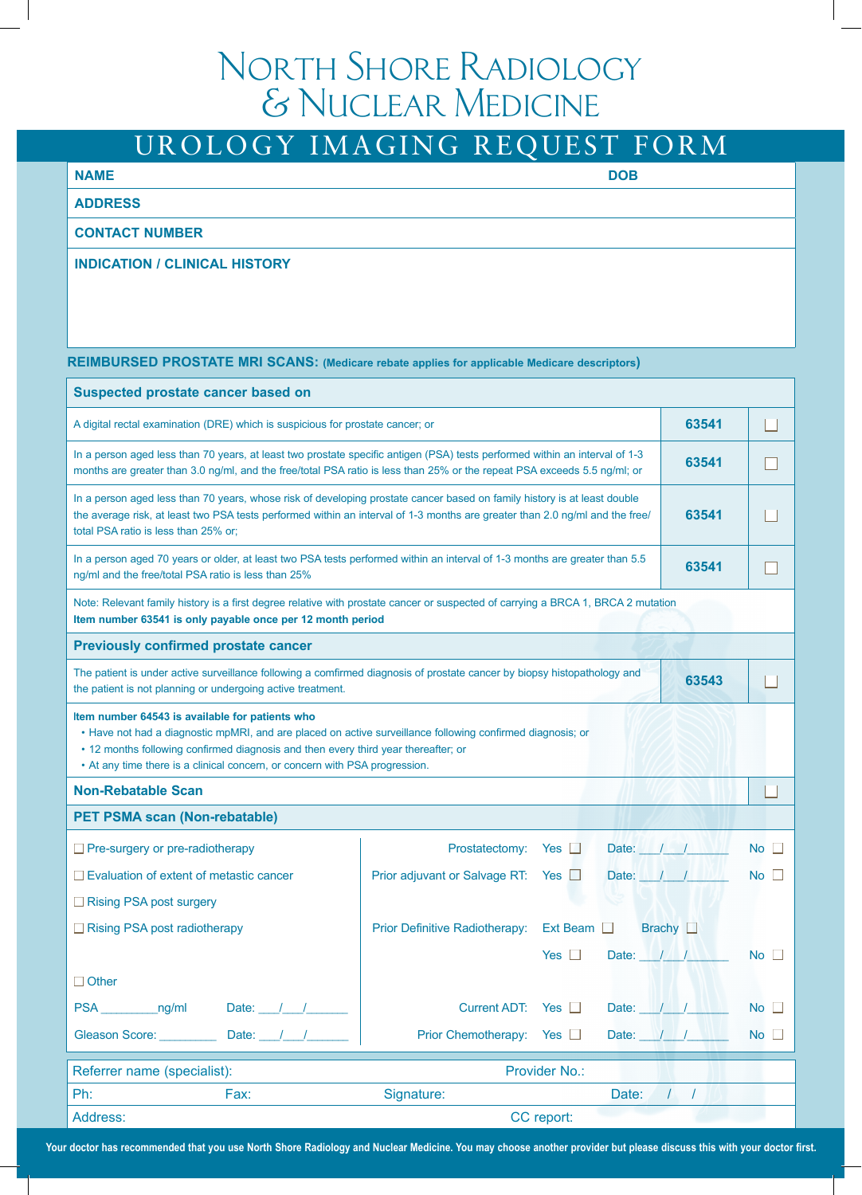# North Shore Radiology & Nuclear Medicine

## UROLOGY IMAGING REQUEST FORM

**NAME** **DOB**

**ADDRESS**

**CONTACT NUMBER**

**INDICATION / CLINICAL HISTORY**

**REIMBURSED PROSTATE MRI SCANS: (Medicare rebate applies for applicable Medicare descriptors)**

| Suspected prostate cancer based on | | |
|---|---|---|
| A digital rectal examination (DRE) which is suspicious for prostate cancer; or | **63541** | ☐ |
| In a person aged less than 70 years, at least two prostate specific antigen (PSA) tests performed within an interval of 1-3 months are greater than 3.0 ng/ml, and the free/total PSA ratio is less than 25% or the repeat PSA exceeds 5.5 ng/ml; or | **63541** | ☐ |
| In a person aged less than 70 years, whose risk of developing prostate cancer based on family history is at least double the average risk, at least two PSA tests performed within an interval of 1-3 months are greater than 2.0 ng/ml and the free/total PSA ratio is less than 25% or; | **63541** | ☐ |
| In a person aged 70 years or older, at least two PSA tests performed within an interval of 1-3 months are greater than 5.5 ng/ml and the free/total PSA ratio is less than 25% | **63541** | ☐ |
| Note: Relevant family history is a first degree relative with prostate cancer or suspected of carrying a BRCA 1, BRCA 2 mutation<br>**Item number 63541 is only payable once per 12 month period** | | |
| **Previously confirmed prostate cancer** | | |
| The patient is under active surveillance following a comfirmed diagnosis of prostate cancer by biopsy histopathology and the patient is not planning or undergoing active treatment. | **63543** | ☐ |
| **Item number 64543 is available for patients who**<br>• Have not had a diagnostic mpMRI, and are placed on active surveillance following confirmed diagnosis; or<br>• 12 months following confirmed diagnosis and then every third year thereafter; or<br>• At any time there is a clinical concern, or concern with PSA progression. | | |
| **Non-Rebatable Scan** | | ☐ |

**PET PSMA scan (Non-rebatable)**

- ☐ Pre-surgery or pre-radiotherapy
- ☐ Evaluation of extent of metastic cancer
- ☐ Rising PSA post surgery
- ☐ Rising PSA post radiotherapy
- ☐ Other

PSA ________ng/ml Date: ___/___/______

Gleason Score: ________ Date: ___/___/______

Prostatectomy: Yes ☐ Date: ___/___/______ No ☐

Prior adjuvant or Salvage RT: Yes ☐ Date: ___/___/______ No ☐

Prior Definitive Radiotherapy: Ext Beam ☐ Brachy ☐

Yes ☐ Date: ___/___/______ No ☐

Current ADT: Yes ☐ Date: ___/___/______ No ☐

Prior Chemotherapy: Yes ☐ Date: ___/___/______ No ☐

| Referrer name (specialist): | | Provider No.: | |
|---|---|---|---|
| Ph: | Fax: | Signature: | Date: / / |
| Address: | | CC report: | |

**Your doctor has recommended that you use North Shore Radiology and Nuclear Medicine. You may choose another provider but please discuss this with your doctor first.**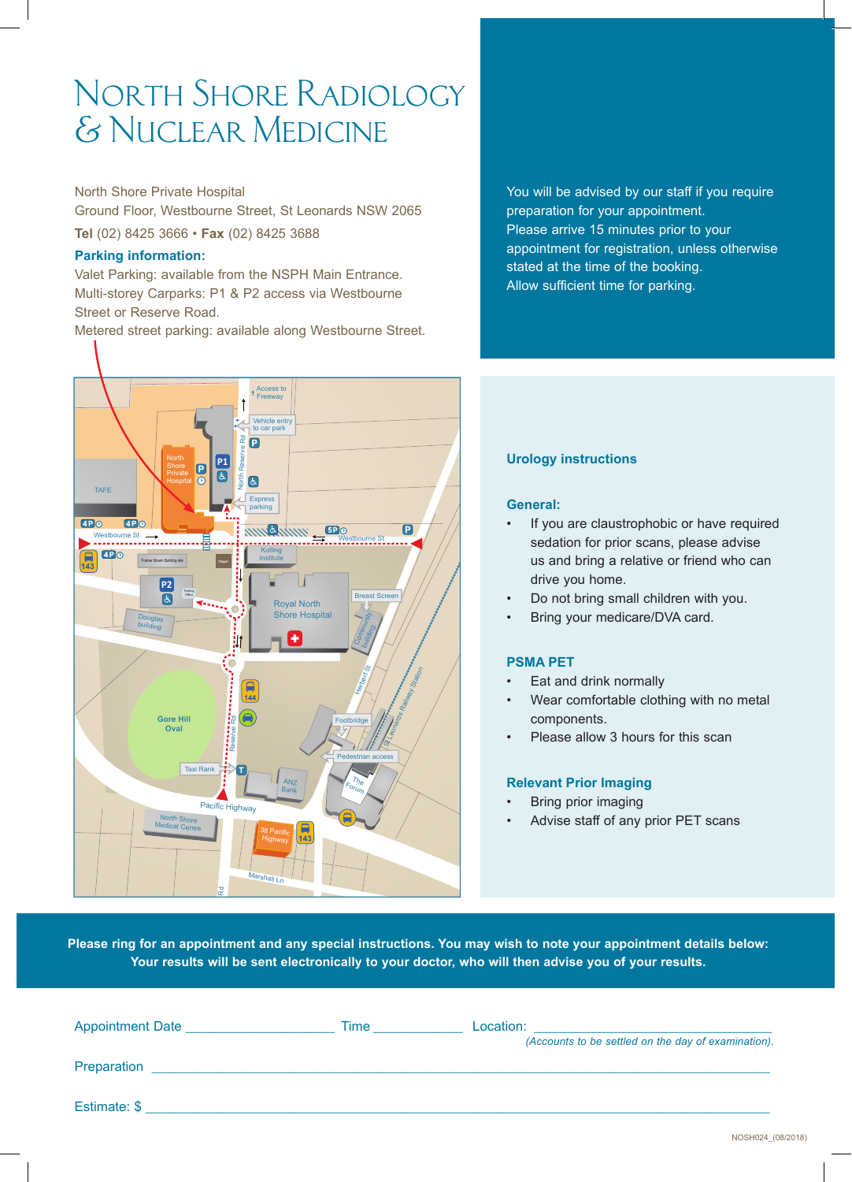# North Shore Radiology & Nuclear Medicine

North Shore Private Hospital
Ground Floor, Westbourne Street, St Leonards NSW 2065

**Tel** (02) 8425 3666 • **Fax** (02) 8425 3688

**Parking information:**
Valet Parking: available from the NSPH Main Entrance.
Multi-storey Carparks: P1 & P2 access via Westbourne Street or Reserve Road.
Metered street parking: available along Westbourne Street.

You will be advised by our staff if you require preparation for your appointment.
Please arrive 15 minutes prior to your appointment for registration, unless otherwise stated at the time of the booking.
Allow sufficient time for parking.

Access to Freeway
Vehicle entry to car park
North Shore Private Hospital
P1
TAFE
North Reserve Rd
Express parking
4P
4P
Westbourne St
5P
Westbourne St
4P
143
Former Brown Building site
Chapel
Kolling Institute
P2
Parking Office
Douglas building
Royal North Shore Hospital
Breast Screen
Community building
Herbert St
St Leonards Railway Station
144
Gore Hill Oval
Reserve Rd
Footbridge
Pedestrian access
Taxi Rank
T
ANZ Bank
The Forum
Pacific Highway
North Shore Medical Centre
38 Pacific Highway
143
Marshall Ln
Rd

## Urology instructions

### General:

- If you are claustrophobic or have required sedation for prior scans, please advise us and bring a relative or friend who can drive you home.
- Do not bring small children with you.
- Bring your medicare/DVA card.

### PSMA PET

- Eat and drink normally
- Wear comfortable clothing with no metal components.
- Please allow 3 hours for this scan

### Relevant Prior Imaging

- Bring prior imaging
- Advise staff of any prior PET scans

**Please ring for an appointment and any special instructions. You may wish to note your appointment details below:**
**Your results will be sent electronically to your doctor, who will then advise you of your results.**

Appointment Date ____________________ Time ____________ Location: ______________________________

*(Accounts to be settled on the day of examination).*

Preparation ______________________________________________________________________________

Estimate: $ ______________________________________________________________________________

NOSH024_(08/2018)